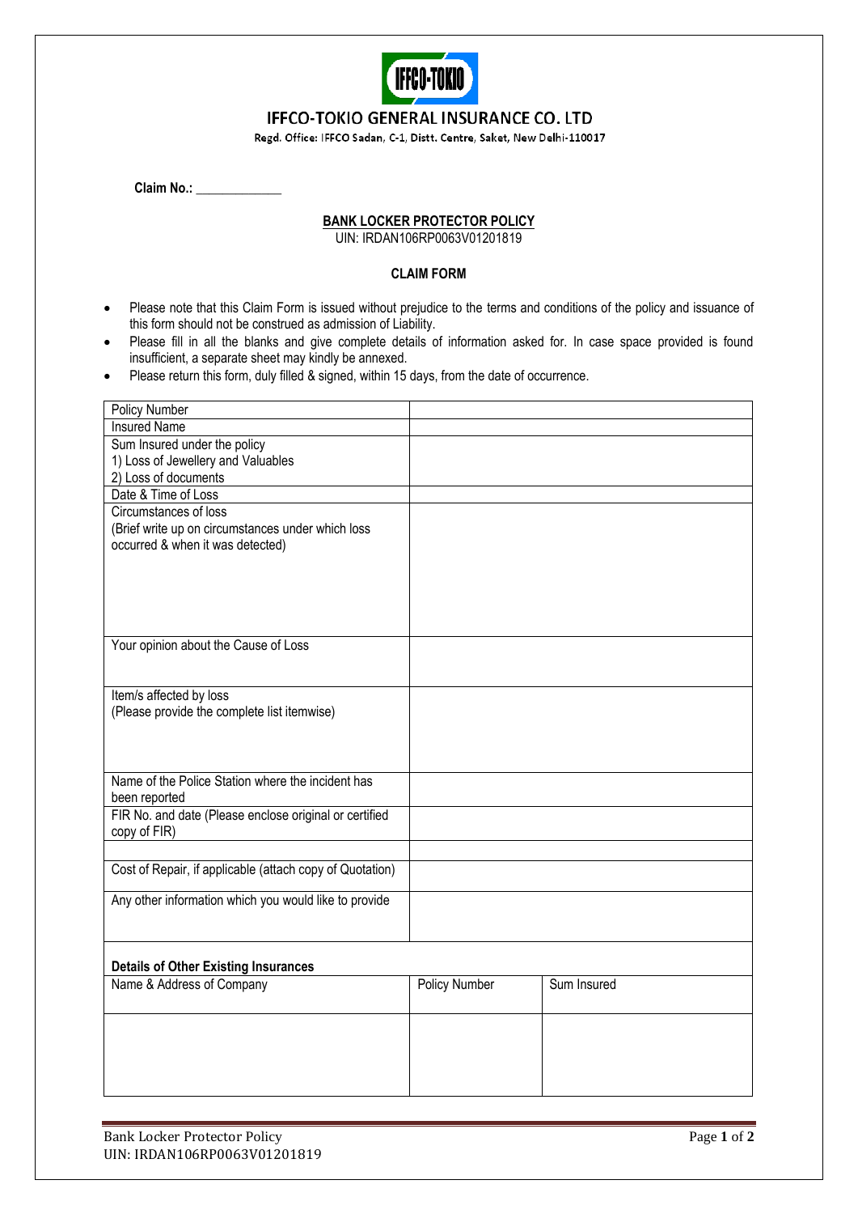# IFFCO-TOKIO GENERAL INSURANCE CO. LTD

Regd. Office: IFFCO Sadan, C-1, Distt. Centre, Saket, New Delhi-110017

**Claim No.:** _____________

## BANK LOCKER PROTECTOR POLICY

UIN: IRDAN106RP0063V01201819

### CLAIM FORM

- Please note that this Claim Form is issued without prejudice to the terms and conditions of the policy and issuance of this form should not be construed as admission of Liability.
- Please fill in all the blanks and give complete details of information asked for. In case space provided is found insufficient, a separate sheet may kindly be annexed.
- Please return this form, duly filled & signed, within 15 days, from the date of occurrence.

| | |
|---|---|
| Policy Number | |
| Insured Name | |
| Sum Insured under the policy<br>1) Loss of Jewellery and Valuables<br>2) Loss of documents | |
| Date & Time of Loss | |
| Circumstances of loss<br>(Brief write up on circumstances under which loss occurred & when it was detected) | |
| Your opinion about the Cause of Loss | |
| Item/s affected by loss<br>(Please provide the complete list itemwise) | |
| Name of the Police Station where the incident has been reported | |
| FIR No. and date (Please enclose original or certified copy of FIR) | |
| | |
| Cost of Repair, if applicable (attach copy of Quotation) | |
| Any other information which you would like to provide | |

**Details of Other Existing Insurances**

| Name & Address of Company | Policy Number | Sum Insured |
|---|---|---|
| | | |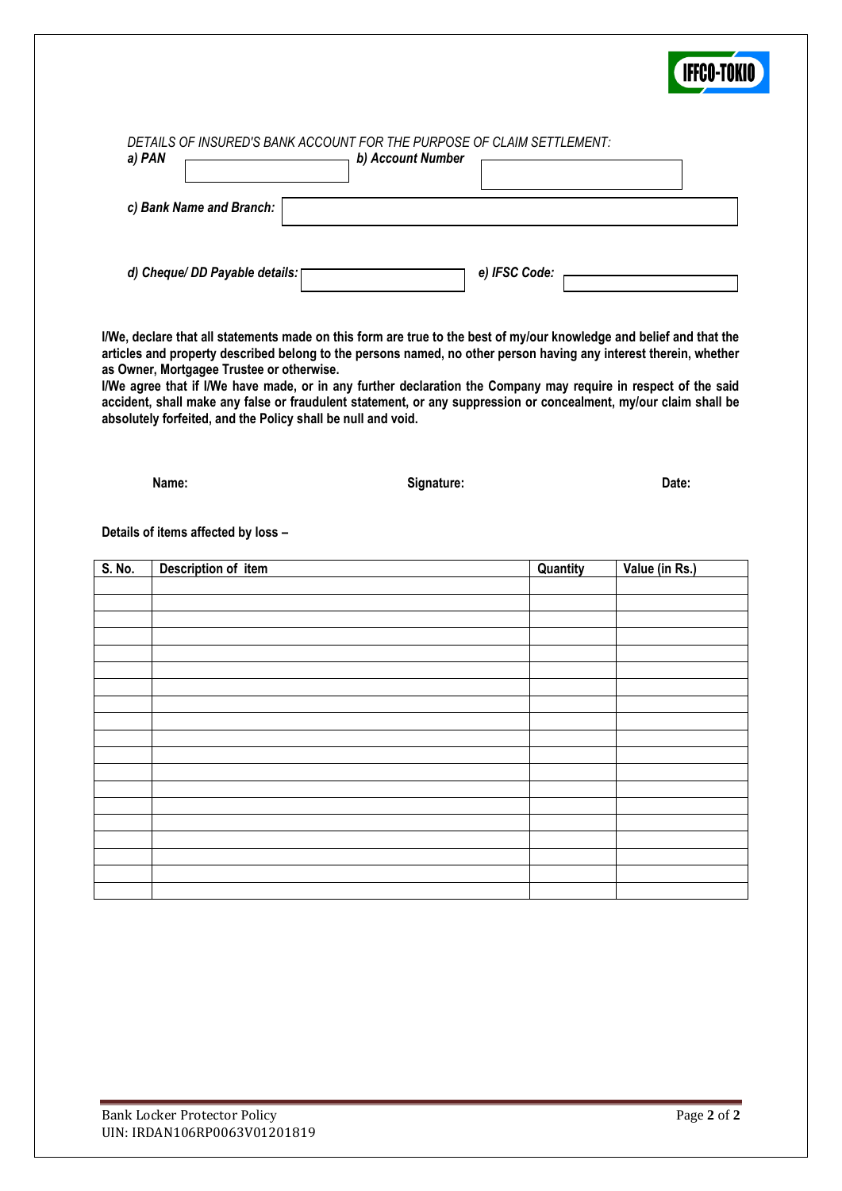*DETAILS OF INSURED'S BANK ACCOUNT FOR THE PURPOSE OF CLAIM SETTLEMENT:*

***a) PAN*** ________________ ***b) Account Number*** ________________

***c) Bank Name and Branch:*** ________________

***d) Cheque/ DD Payable details:*** ________________ ***e) IFSC Code:*** ________________

**I/We, declare that all statements made on this form are true to the best of my/our knowledge and belief and that the articles and property described belong to the persons named, no other person having any interest therein, whether as Owner, Mortgagee Trustee or otherwise.**

**I/We agree that if I/We have made, or in any further declaration the Company may require in respect of the said accident, shall make any false or fraudulent statement, or any suppression or concealment, my/our claim shall be absolutely forfeited, and the Policy shall be null and void.**

**Name:** **Signature:** **Date:**

**Details of items affected by loss –**

| S. No. | Description of item | Quantity | Value (in Rs.) |
|---|---|---|---|
| | | | |
| | | | |
| | | | |
| | | | |
| | | | |
| | | | |
| | | | |
| | | | |
| | | | |
| | | | |
| | | | |
| | | | |
| | | | |
| | | | |
| | | | |
| | | | |
| | | | |
| | | | |
| | | | |

Bank Locker Protector Policy
UIN: IRDAN106RP0063V01201819